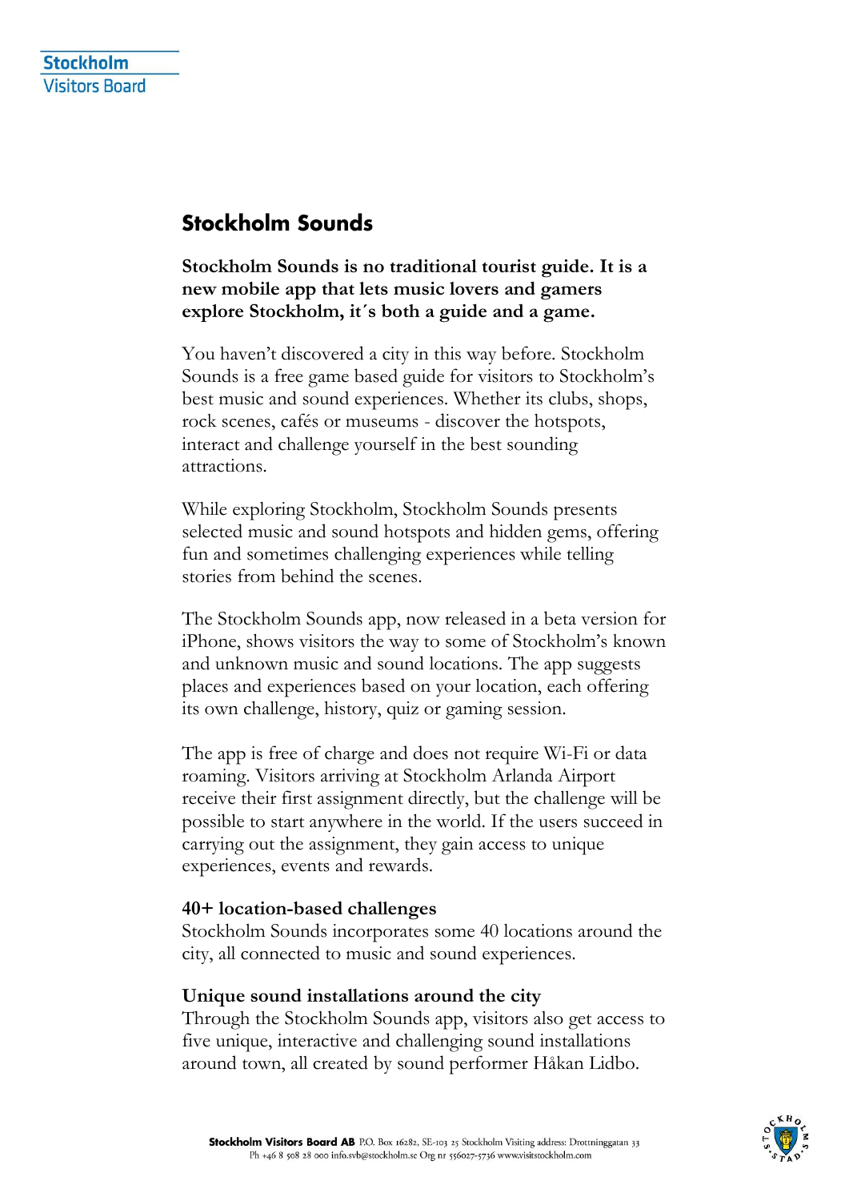Stockholm Visitors Board

# Stockholm Sounds

**Stockholm Sounds is no traditional tourist guide. It is a new mobile app that lets music lovers and gamers explore Stockholm, it´s both a guide and a game.**

You haven't discovered a city in this way before. Stockholm Sounds is a free game based guide for visitors to Stockholm's best music and sound experiences. Whether its clubs, shops, rock scenes, cafés or museums - discover the hotspots, interact and challenge yourself in the best sounding attractions.

While exploring Stockholm, Stockholm Sounds presents selected music and sound hotspots and hidden gems, offering fun and sometimes challenging experiences while telling stories from behind the scenes.

The Stockholm Sounds app, now released in a beta version for iPhone, shows visitors the way to some of Stockholm's known and unknown music and sound locations. The app suggests places and experiences based on your location, each offering its own challenge, history, quiz or gaming session.

The app is free of charge and does not require Wi-Fi or data roaming. Visitors arriving at Stockholm Arlanda Airport receive their first assignment directly, but the challenge will be possible to start anywhere in the world. If the users succeed in carrying out the assignment, they gain access to unique experiences, events and rewards.

## 40+ location-based challenges

Stockholm Sounds incorporates some 40 locations around the city, all connected to music and sound experiences.

## Unique sound installations around the city

Through the Stockholm Sounds app, visitors also get access to five unique, interactive and challenging sound installations around town, all created by sound performer Håkan Lidbo.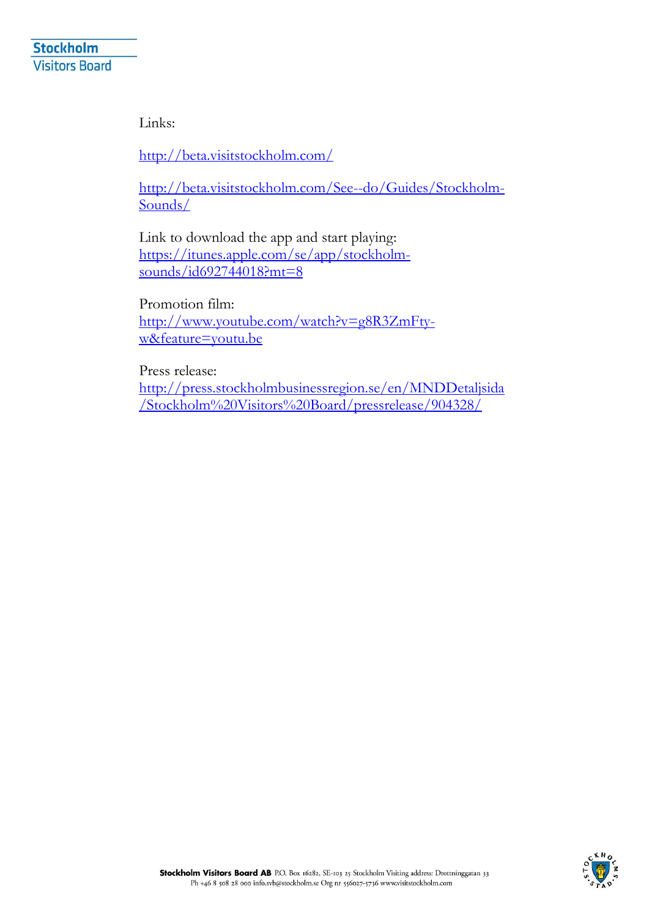Links:

http://beta.visitstockholm.com/

http://beta.visitstockholm.com/See--do/Guides/Stockholm-Sounds/

Link to download the app and start playing:
https://itunes.apple.com/se/app/stockholm-sounds/id692744018?mt=8

Promotion film:
http://www.youtube.com/watch?v=g8R3ZmFty-w&feature=youtu.be

Press release:
http://press.stockholmbusinessregion.se/en/MNDDetaljsida/Stockholm%20Visitors%20Board/pressrelease/904328/